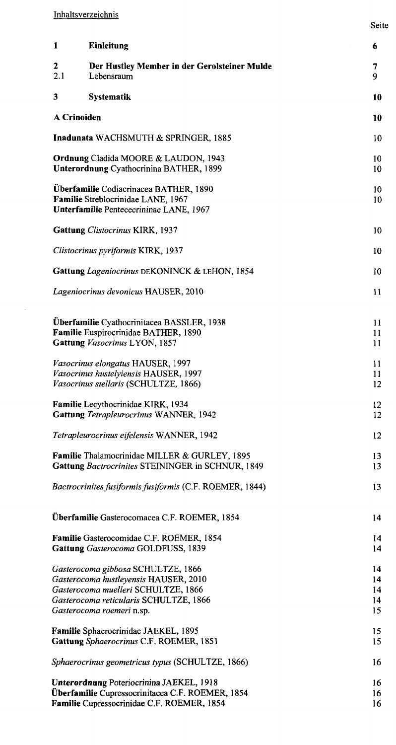Inhaltsverzeichnis

| | | Seite |
|---|---|---|
| **1** | **Einleitung** | **6** |
| **2** | **Der Hustley Member in der Gerolsteiner Mulde** | **7** |
| 2.1 | Lebensraum | 9 |
| **3** | **Systematik** | **10** |
| **A Crinoiden** | | **10** |
| **Inadunata** WACHSMUTH & SPRINGER, 1885 | | 10 |
| **Ordnung** Cladida MOORE & LAUDON, 1943 | | 10 |
| **Unterordnung** Cyathocrinina BATHER, 1899 | | 10 |
| **Überfamilie** Codiacrinacea BATHER, 1890 | | 10 |
| **Familie** Streblocrinidae LANE, 1967 | | 10 |
| **Unterfamilie** Pentececrininae LANE, 1967 | | |
| **Gattung** *Clistocrinus* KIRK, 1937 | | 10 |
| *Clistocrinus pyriformis* KIRK, 1937 | | 10 |
| **Gattung** *Lageniocrinus* DEKONINCK & LEHON, 1854 | | 10 |
| *Lageniocrinus devonicus* HAUSER, 2010 | | 11 |
| **Überfamilie** Cyathocrinitacea BASSLER, 1938 | | 11 |
| **Familie** Euspirocrinidae BATHER, 1890 | | 11 |
| **Gattung** *Vasocrinus* LYON, 1857 | | 11 |
| *Vasocrinus elongatus* HAUSER, 1997 | | 11 |
| *Vasocrinus hustelyiensis* HAUSER, 1997 | | 11 |
| *Vasocrinus stellaris* (SCHULTZE, 1866) | | 12 |
| **Familie** Lecythocrinidae KIRK, 1934 | | 12 |
| **Gattung** *Tetrapleurocrinus* WANNER, 1942 | | 12 |
| *Tetrapleurocrinus eifelensis* WANNER, 1942 | | 12 |
| **Familie** Thalamocrinidae MILLER & GURLEY, 1895 | | 13 |
| **Gattung** *Bactrocrinites* STEININGER in SCHNUR, 1849 | | 13 |
| *Bactrocrinites fusiformis fusiformis* (C.F. ROEMER, 1844) | | 13 |
| **Überfamilie** Gasterocomacea C.F. ROEMER, 1854 | | 14 |
| **Familie** Gasterocomidae C.F. ROEMER, 1854 | | 14 |
| **Gattung** *Gasterocoma* GOLDFUSS, 1839 | | 14 |
| *Gasterocoma gibbosa* SCHULTZE, 1866 | | 14 |
| *Gasterocoma hustleyensis* HAUSER, 2010 | | 14 |
| *Gasterocoma muelleri* SCHULTZE, 1866 | | 14 |
| *Gasterocoma reticularis* SCHULTZE, 1866 | | 14 |
| *Gasterocoma roemeri* n.sp. | | 15 |
| **Familie** Sphaerocrinidae JAEKEL, 1895 | | 15 |
| **Gattung** *Sphaerocrinus* C.F. ROEMER, 1851 | | 15 |
| *Sphaerocrinus geometricus typus* (SCHULTZE, 1866) | | 16 |
| **Unterordnung** Poteriocrinina JAEKEL, 1918 | | 16 |
| **Überfamilie** Cupressocrinitacea C.F. ROEMER, 1854 | | 16 |
| **Familie** Cupressocrinidae C.F. ROEMER, 1854 | | 16 |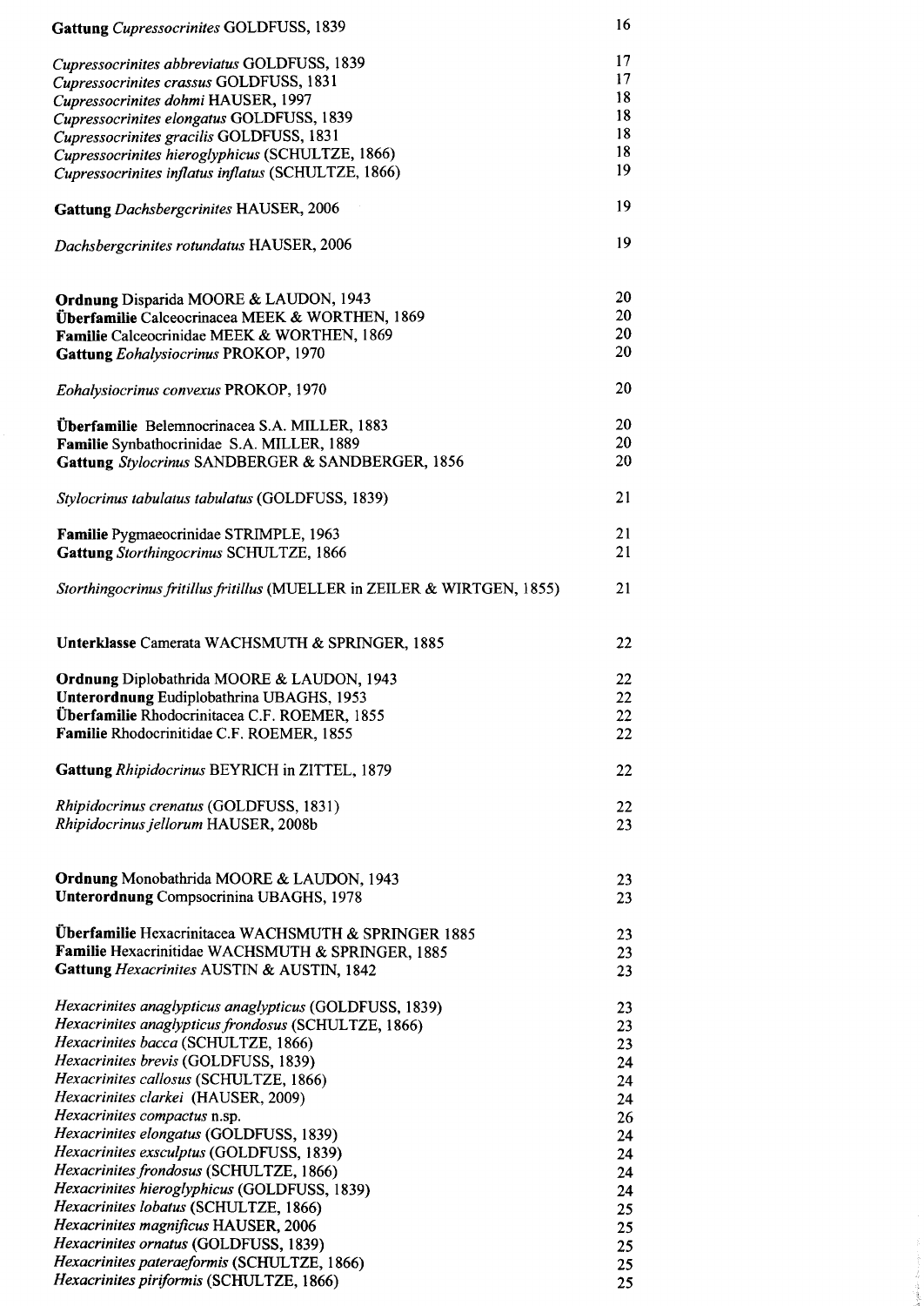**Gattung** *Cupressocrinites* GOLDFUSS, 1839 16

*Cupressocrinites abbreviatus* GOLDFUSS, 1839 17
*Cupressocrinites crassus* GOLDFUSS, 1831 17
*Cupressocrinites dohmi* HAUSER, 1997 18
*Cupressocrinites elongatus* GOLDFUSS, 1839 18
*Cupressocrinites gracilis* GOLDFUSS, 1831 18
*Cupressocrinites hieroglyphicus* (SCHULTZE, 1866) 18
*Cupressocrinites inflatus inflatus* (SCHULTZE, 1866) 19

**Gattung** *Dachsbergcrinites* HAUSER, 2006 19

*Dachsbergcrinites rotundatus* HAUSER, 2006 19

**Ordnung** Disparida MOORE & LAUDON, 1943 20
**Überfamilie** Calceocrinacea MEEK & WORTHEN, 1869 20
**Familie** Calceocrinidae MEEK & WORTHEN, 1869 20
**Gattung** *Eohalysiocrinus* PROKOP, 1970 20

*Eohalysiocrinus convexus* PROKOP, 1970 20

**Überfamilie** Belemnocrinacea S.A. MILLER, 1883 20
**Familie** Synbathocrinidae S.A. MILLER, 1889 20
**Gattung** *Stylocrinus* SANDBERGER & SANDBERGER, 1856 20

*Stylocrinus tabulatus tabulatus* (GOLDFUSS, 1839) 21

**Familie** Pygmaeocrinidae STRIMPLE, 1963 21
**Gattung** *Storthingocrinus* SCHULTZE, 1866 21

*Storthingocrinus fritillus fritillus* (MUELLER in ZEILER & WIRTGEN, 1855) 21

**Unterklasse** Camerata WACHSMUTH & SPRINGER, 1885 22

**Ordnung** Diplobathrida MOORE & LAUDON, 1943 22
**Unterordnung** Eudiplobathrina UBAGHS, 1953 22
**Überfamilie** Rhodocrinitacea C.F. ROEMER, 1855 22
**Familie** Rhodocrinitidae C.F. ROEMER, 1855 22

**Gattung** *Rhipidocrinus* BEYRICH in ZITTEL, 1879 22

*Rhipidocrinus crenatus* (GOLDFUSS, 1831) 22
*Rhipidocrinus jellorum* HAUSER, 2008b 23

**Ordnung** Monobathrida MOORE & LAUDON, 1943 23
**Unterordnung** Compsocrinina UBAGHS, 1978 23

**Überfamilie** Hexacrinitacea WACHSMUTH & SPRINGER 1885 23
**Familie** Hexacrinitidae WACHSMUTH & SPRINGER, 1885 23
**Gattung** *Hexacrinites* AUSTIN & AUSTIN, 1842 23

*Hexacrinites anaglypticus anaglypticus* (GOLDFUSS, 1839) 23
*Hexacrinites anaglypticus frondosus* (SCHULTZE, 1866) 23
*Hexacrinites bacca* (SCHULTZE, 1866) 23
*Hexacrinites brevis* (GOLDFUSS, 1839) 24
*Hexacrinites callosus* (SCHULTZE, 1866) 24
*Hexacrinites clarkei* (HAUSER, 2009) 24
*Hexacrinites compactus* n.sp. 26
*Hexacrinites elongatus* (GOLDFUSS, 1839) 24
*Hexacrinites exsculptus* (GOLDFUSS, 1839) 24
*Hexacrinites frondosus* (SCHULTZE, 1866) 24
*Hexacrinites hieroglyphicus* (GOLDFUSS, 1839) 24
*Hexacrinites lobatus* (SCHULTZE, 1866) 25
*Hexacrinites magnificus* HAUSER, 2006 25
*Hexacrinites ornatus* (GOLDFUSS, 1839) 25
*Hexacrinites pateraeformis* (SCHULTZE, 1866) 25
*Hexacrinites piriformis* (SCHULTZE, 1866) 25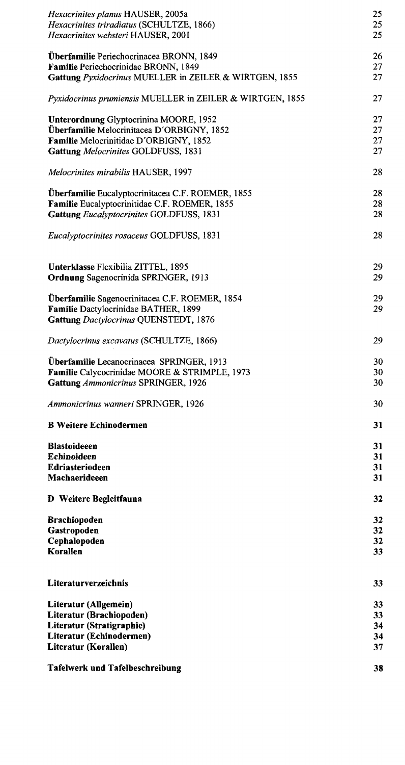*Hexacrinites planus* HAUSER, 2005a 25
*Hexacrinites triradiatus* (SCHULTZE, 1866) 25
*Hexacrinites websteri* HAUSER, 2001 25

**Überfamilie** Periechocrinacea BRONN, 1849 26
**Familie** Periechocrinidae BRONN, 1849 27
**Gattung** *Pyxidocrinus* MUELLER in ZEILER & WIRTGEN, 1855 27

*Pyxidocrinus prumiensis* MUELLER in ZEILER & WIRTGEN, 1855 27

**Unterordnung** Glyptocrinina MOORE, 1952 27
**Überfamilie** Melocrinitacea D'ORBIGNY, 1852 27
**Familie** Melocrinitidae D'ORBIGNY, 1852 27
**Gattung** *Melocrinites* GOLDFUSS, 1831 27

*Melocrinites mirabilis* HAUSER, 1997 28

**Überfamilie** Eucalyptocrinitacea C.F. ROEMER, 1855 28
**Familie** Eucalyptocrinitidae C.F. ROEMER, 1855 28
**Gattung** *Eucalyptocrinites* GOLDFUSS, 1831 28

*Eucalyptocrinites rosaceus* GOLDFUSS, 1831 28

**Unterklasse** Flexibilia ZITTEL, 1895 29
**Ordnung** Sagenocrinida SPRINGER, 1913 29

**Überfamilie** Sagenocrinitacea C.F. ROEMER, 1854 29
**Familie** Dactylocrinidae BATHER, 1899 29
**Gattung** *Dactylocrinus* QUENSTEDT, 1876

*Dactylocrinus excavatus* (SCHULTZE, 1866) 29

**Überfamilie** Lecanocrinacea SPRINGER, 1913 30
**Familie** Calycocrinidae MOORE & STRIMPLE, 1973 30
**Gattung** *Ammonicrinus* SPRINGER, 1926 30

*Ammonicrinus wanneri* SPRINGER, 1926 30

**B Weitere Echinodermen** **31**

**Blastoideeen** **31**
**Echinoideen** **31**
**Edriasteriodeen** **31**
**Machaerideeen** **31**

**D Weitere Begleitfauna** **32**

**Brachiopoden** **32**
**Gastropoden** **32**
**Cephalopoden** **32**
**Korallen** **33**

**Literaturverzeichnis** **33**

**Literatur (Allgemein)** **33**
**Literatur (Brachiopoden)** **33**
**Literatur (Stratigraphie)** **34**
**Literatur (Echinodermen)** **34**
**Literatur (Korallen)** **37**

**Tafelwerk und Tafelbeschreibung** **38**